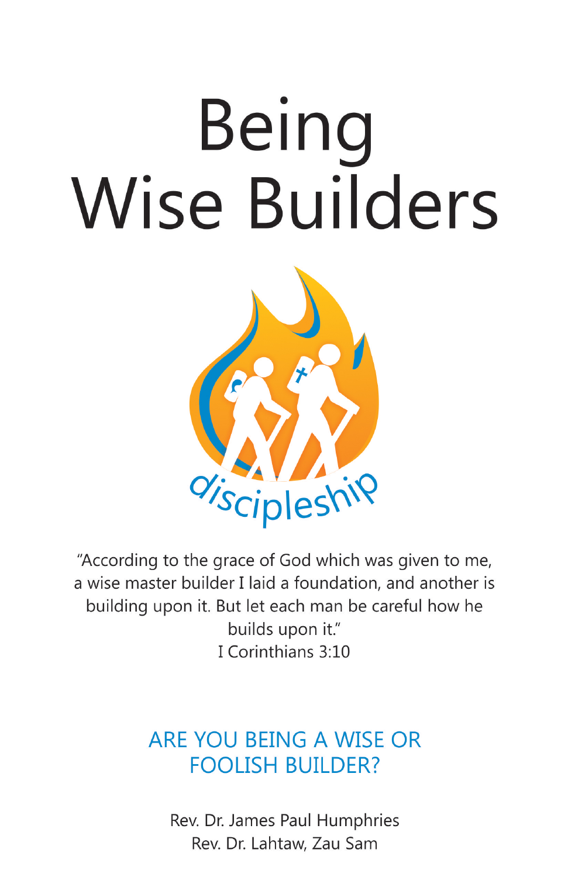# Being Wise Builders

discipleship

"According to the grace of God which was given to me, a wise master builder I laid a foundation, and another is building upon it. But let each man be careful how he builds upon it."
I Corinthians 3:10

## ARE YOU BEING A WISE OR FOOLISH BUILDER?

Rev. Dr. James Paul Humphries
Rev. Dr. Lahtaw, Zau Sam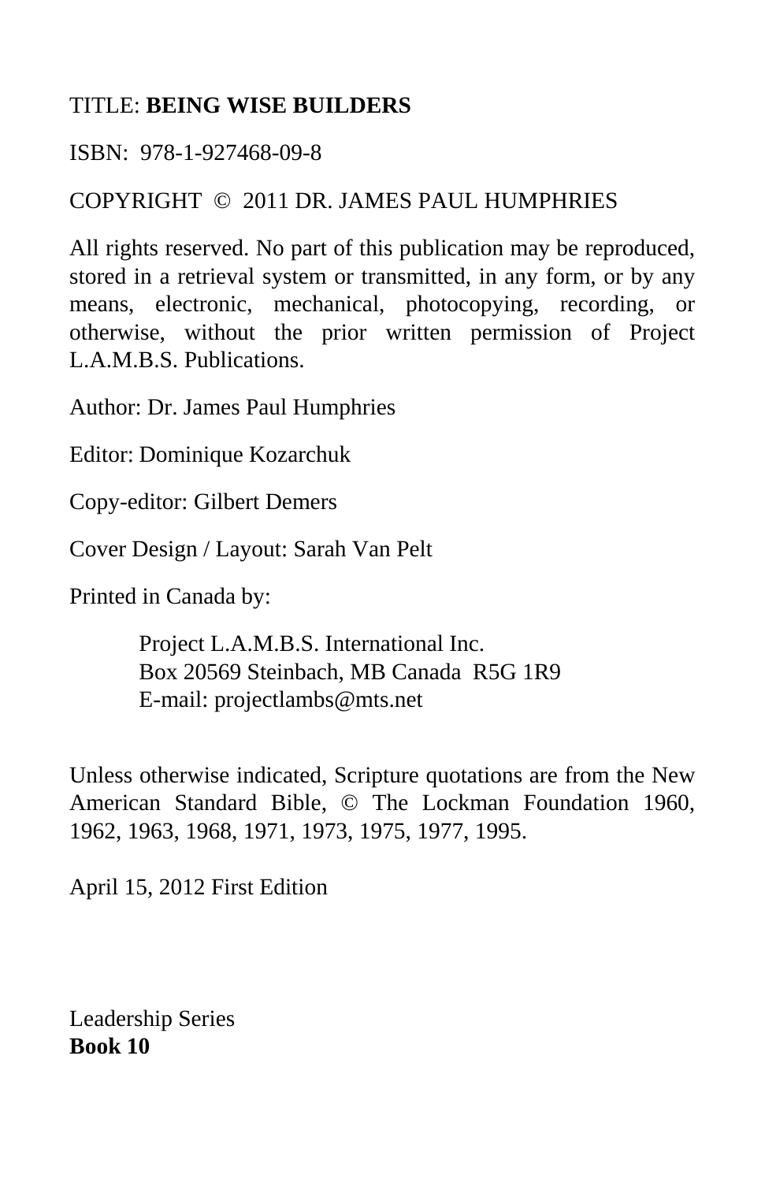TITLE: **BEING WISE BUILDERS**

ISBN: 978-1-927468-09-8

COPYRIGHT © 2011 DR. JAMES PAUL HUMPHRIES

All rights reserved. No part of this publication may be reproduced, stored in a retrieval system or transmitted, in any form, or by any means, electronic, mechanical, photocopying, recording, or otherwise, without the prior written permission of Project L.A.M.B.S. Publications.

Author: Dr. James Paul Humphries

Editor: Dominique Kozarchuk

Copy-editor: Gilbert Demers

Cover Design / Layout: Sarah Van Pelt

Printed in Canada by:

> Project L.A.M.B.S. International Inc.
> Box 20569 Steinbach, MB Canada R5G 1R9
> E-mail: projectlambs@mts.net

Unless otherwise indicated, Scripture quotations are from the New American Standard Bible, © The Lockman Foundation 1960, 1962, 1963, 1968, 1971, 1973, 1975, 1977, 1995.

April 15, 2012 First Edition

Leadership Series
**Book 10**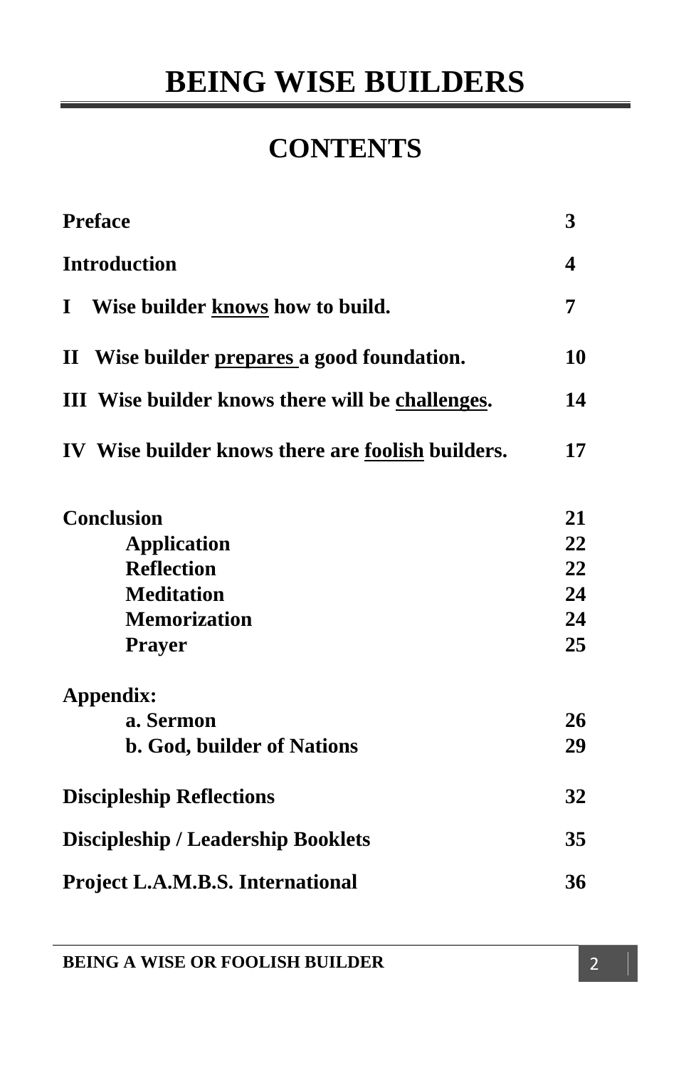# BEING WISE BUILDERS

## CONTENTS

| | |
|---|---|
| **Preface** | **3** |
| **Introduction** | **4** |
| **I Wise builder <u>knows</u> how to build.** | **7** |
| **II Wise builder <u>prepares</u> a good foundation.** | **10** |
| **III Wise builder knows there will be <u>challenges</u>.** | **14** |
| **IV Wise builder knows there are <u>foolish</u> builders.** | **17** |
| **Conclusion** | **21** |
| &nbsp;&nbsp;&nbsp;&nbsp;**Application** | **22** |
| &nbsp;&nbsp;&nbsp;&nbsp;**Reflection** | **22** |
| &nbsp;&nbsp;&nbsp;&nbsp;**Meditation** | **24** |
| &nbsp;&nbsp;&nbsp;&nbsp;**Memorization** | **24** |
| &nbsp;&nbsp;&nbsp;&nbsp;**Prayer** | **25** |
| **Appendix:** | |
| &nbsp;&nbsp;&nbsp;&nbsp;**a. Sermon** | **26** |
| &nbsp;&nbsp;&nbsp;&nbsp;**b. God, builder of Nations** | **29** |
| **Discipleship Reflections** | **32** |
| **Discipleship / Leadership Booklets** | **35** |
| **Project L.A.M.B.S. International** | **36** |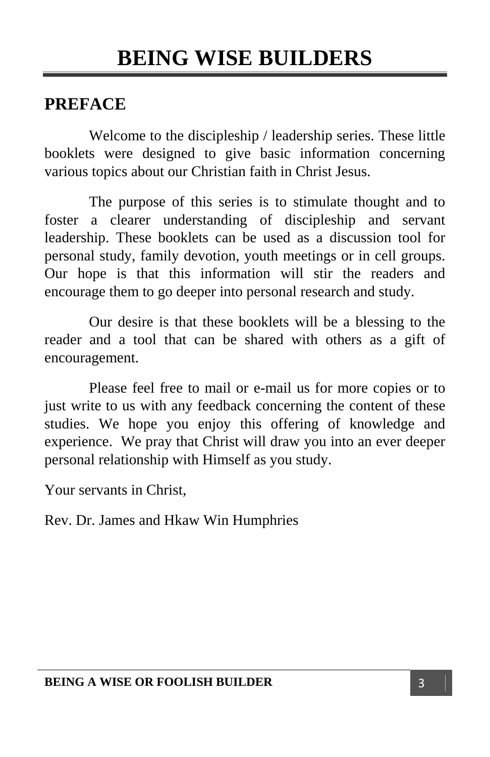# BEING WISE BUILDERS

## PREFACE

Welcome to the discipleship / leadership series. These little booklets were designed to give basic information concerning various topics about our Christian faith in Christ Jesus.

The purpose of this series is to stimulate thought and to foster a clearer understanding of discipleship and servant leadership. These booklets can be used as a discussion tool for personal study, family devotion, youth meetings or in cell groups. Our hope is that this information will stir the readers and encourage them to go deeper into personal research and study.

Our desire is that these booklets will be a blessing to the reader and a tool that can be shared with others as a gift of encouragement.

Please feel free to mail or e-mail us for more copies or to just write to us with any feedback concerning the content of these studies. We hope you enjoy this offering of knowledge and experience. We pray that Christ will draw you into an ever deeper personal relationship with Himself as you study.

Your servants in Christ,

Rev. Dr. James and Hkaw Win Humphries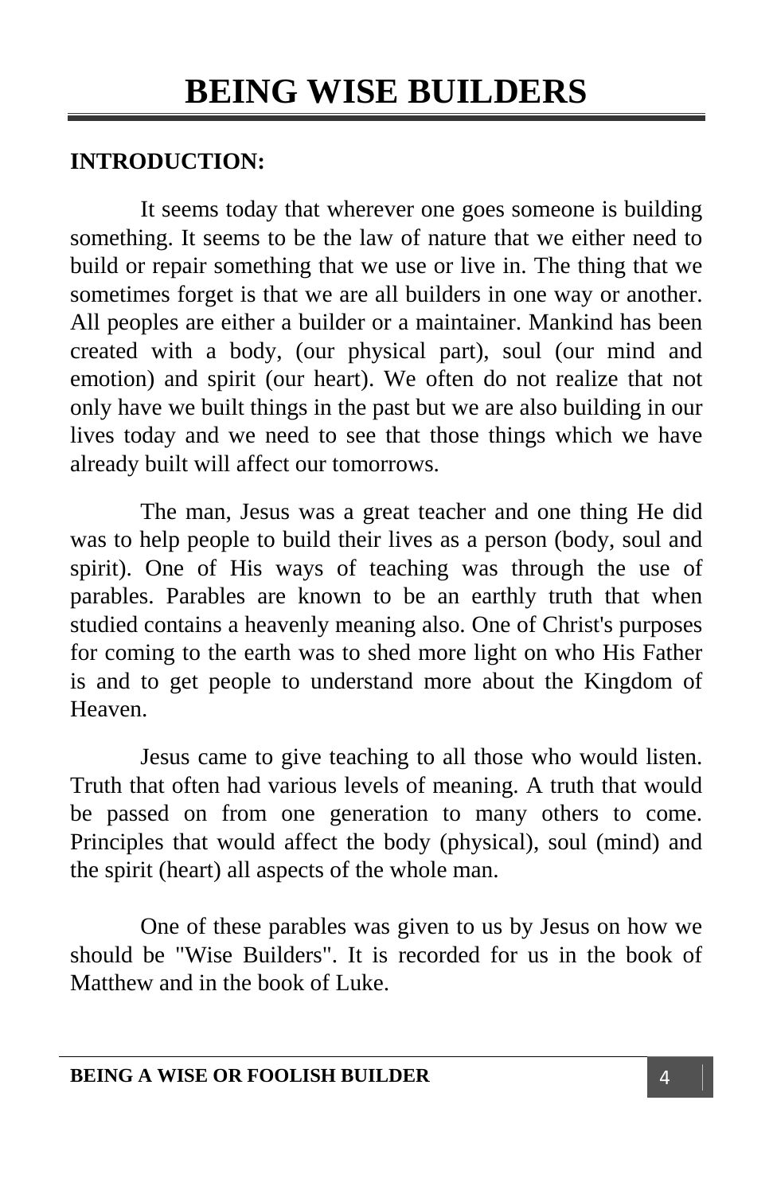# BEING WISE BUILDERS

**INTRODUCTION:**

It seems today that wherever one goes someone is building something. It seems to be the law of nature that we either need to build or repair something that we use or live in. The thing that we sometimes forget is that we are all builders in one way or another. All peoples are either a builder or a maintainer. Mankind has been created with a body, (our physical part), soul (our mind and emotion) and spirit (our heart). We often do not realize that not only have we built things in the past but we are also building in our lives today and we need to see that those things which we have already built will affect our tomorrows.

The man, Jesus was a great teacher and one thing He did was to help people to build their lives as a person (body, soul and spirit). One of His ways of teaching was through the use of parables. Parables are known to be an earthly truth that when studied contains a heavenly meaning also. One of Christ's purposes for coming to the earth was to shed more light on who His Father is and to get people to understand more about the Kingdom of Heaven.

Jesus came to give teaching to all those who would listen. Truth that often had various levels of meaning. A truth that would be passed on from one generation to many others to come. Principles that would affect the body (physical), soul (mind) and the spirit (heart) all aspects of the whole man.

One of these parables was given to us by Jesus on how we should be "Wise Builders". It is recorded for us in the book of Matthew and in the book of Luke.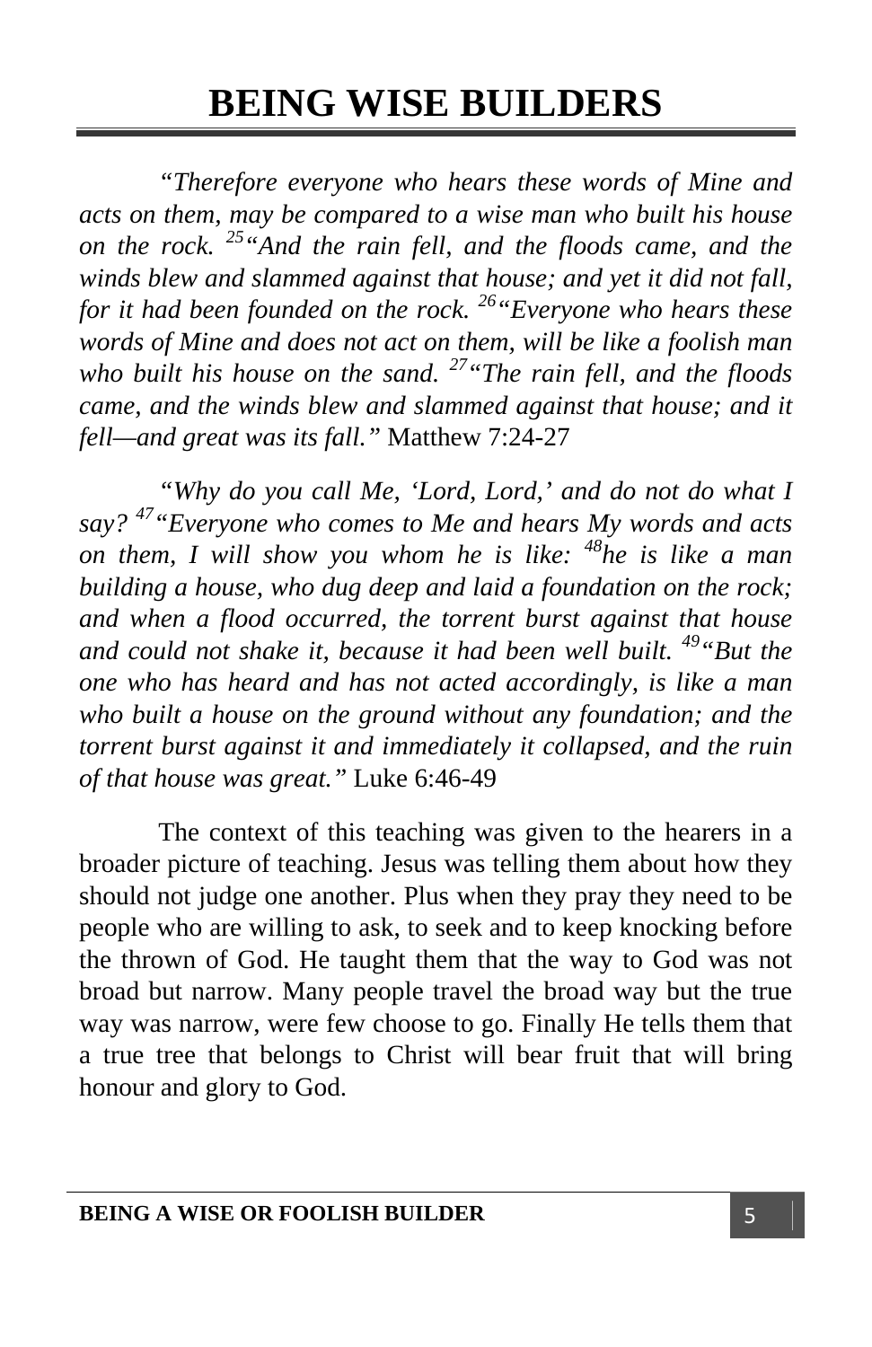# BEING WISE BUILDERS

*"Therefore everyone who hears these words of Mine and acts on them, may be compared to a wise man who built his house on the rock. [25]"And the rain fell, and the floods came, and the winds blew and slammed against that house; and yet it did not fall, for it had been founded on the rock. [26]"Everyone who hears these words of Mine and does not act on them, will be like a foolish man who built his house on the sand. [27]"The rain fell, and the floods came, and the winds blew and slammed against that house; and it fell—and great was its fall."* Matthew 7:24-27

*"Why do you call Me, 'Lord, Lord,' and do not do what I say? [47]"Everyone who comes to Me and hears My words and acts on them, I will show you whom he is like: [48]he is like a man building a house, who dug deep and laid a foundation on the rock; and when a flood occurred, the torrent burst against that house and could not shake it, because it had been well built. [49]"But the one who has heard and has not acted accordingly, is like a man who built a house on the ground without any foundation; and the torrent burst against it and immediately it collapsed, and the ruin of that house was great."* Luke 6:46-49

The context of this teaching was given to the hearers in a broader picture of teaching. Jesus was telling them about how they should not judge one another. Plus when they pray they need to be people who are willing to ask, to seek and to keep knocking before the thrown of God. He taught them that the way to God was not broad but narrow. Many people travel the broad way but the true way was narrow, were few choose to go. Finally He tells them that a true tree that belongs to Christ will bear fruit that will bring honour and glory to God.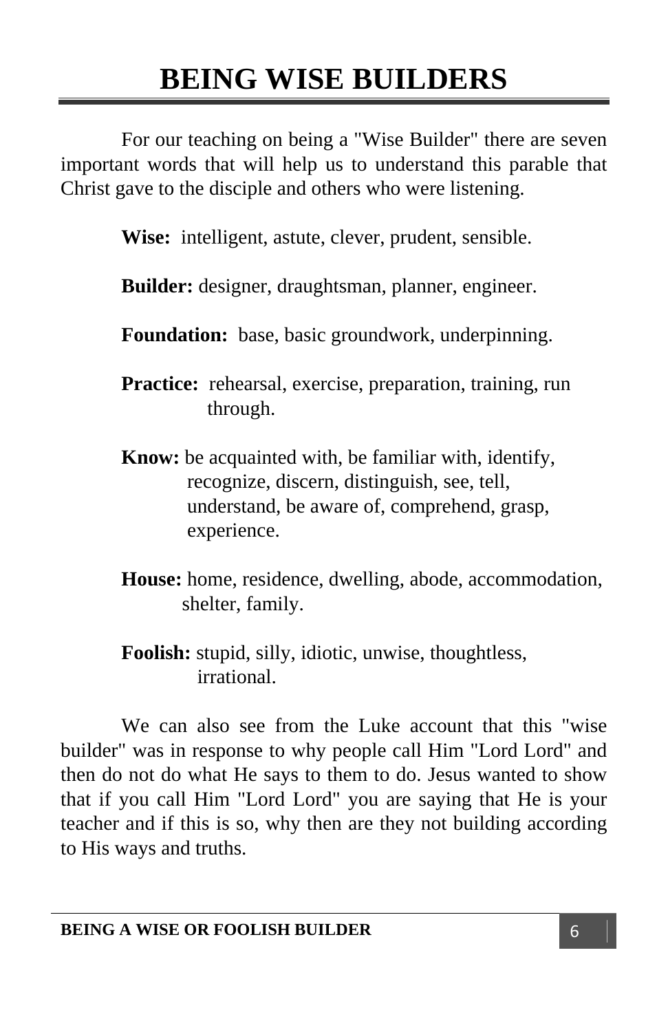# BEING WISE BUILDERS

For our teaching on being a "Wise Builder" there are seven important words that will help us to understand this parable that Christ gave to the disciple and others who were listening.

**Wise:** intelligent, astute, clever, prudent, sensible.

**Builder:** designer, draughtsman, planner, engineer.

**Foundation:** base, basic groundwork, underpinning.

**Practice:** rehearsal, exercise, preparation, training, run through.

**Know:** be acquainted with, be familiar with, identify, recognize, discern, distinguish, see, tell, understand, be aware of, comprehend, grasp, experience.

**House:** home, residence, dwelling, abode, accommodation, shelter, family.

**Foolish:** stupid, silly, idiotic, unwise, thoughtless, irrational.

We can also see from the Luke account that this "wise builder" was in response to why people call Him "Lord Lord" and then do not do what He says to them to do. Jesus wanted to show that if you call Him "Lord Lord" you are saying that He is your teacher and if this is so, why then are they not building according to His ways and truths.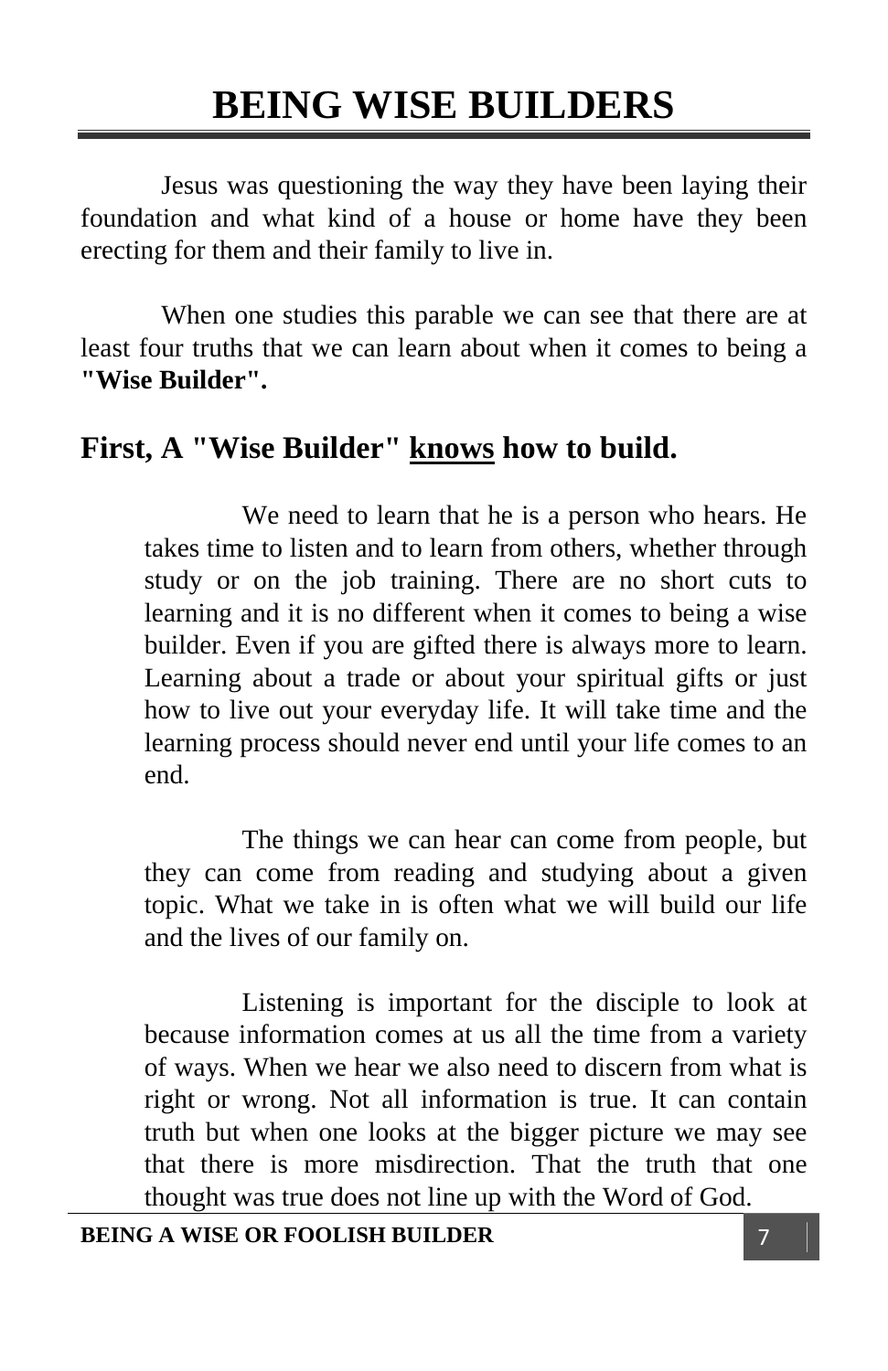# BEING WISE BUILDERS

Jesus was questioning the way they have been laying their foundation and what kind of a house or home have they been erecting for them and their family to live in.

When one studies this parable we can see that there are at least four truths that we can learn about when it comes to being a **"Wise Builder".**

## First, A "Wise Builder" <u>knows</u> how to build.

> We need to learn that he is a person who hears. He takes time to listen and to learn from others, whether through study or on the job training. There are no short cuts to learning and it is no different when it comes to being a wise builder. Even if you are gifted there is always more to learn. Learning about a trade or about your spiritual gifts or just how to live out your everyday life. It will take time and the learning process should never end until your life comes to an end.
>
> The things we can hear can come from people, but they can come from reading and studying about a given topic. What we take in is often what we will build our life and the lives of our family on.
>
> Listening is important for the disciple to look at because information comes at us all the time from a variety of ways. When we hear we also need to discern from what is right or wrong. Not all information is true. It can contain truth but when one looks at the bigger picture we may see that there is more misdirection. That the truth that one thought was true does not line up with the Word of God.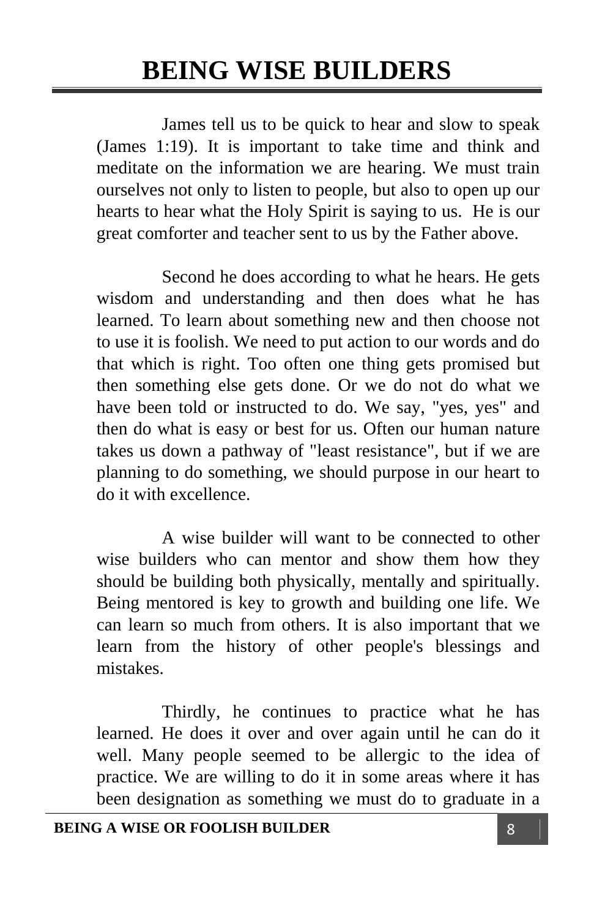# BEING WISE BUILDERS

James tell us to be quick to hear and slow to speak (James 1:19). It is important to take time and think and meditate on the information we are hearing. We must train ourselves not only to listen to people, but also to open up our hearts to hear what the Holy Spirit is saying to us. He is our great comforter and teacher sent to us by the Father above.

Second he does according to what he hears. He gets wisdom and understanding and then does what he has learned. To learn about something new and then choose not to use it is foolish. We need to put action to our words and do that which is right. Too often one thing gets promised but then something else gets done. Or we do not do what we have been told or instructed to do. We say, "yes, yes" and then do what is easy or best for us. Often our human nature takes us down a pathway of "least resistance", but if we are planning to do something, we should purpose in our heart to do it with excellence.

A wise builder will want to be connected to other wise builders who can mentor and show them how they should be building both physically, mentally and spiritually. Being mentored is key to growth and building one life. We can learn so much from others. It is also important that we learn from the history of other people's blessings and mistakes.

Thirdly, he continues to practice what he has learned. He does it over and over again until he can do it well. Many people seemed to be allergic to the idea of practice. We are willing to do it in some areas where it has been designation as something we must do to graduate in a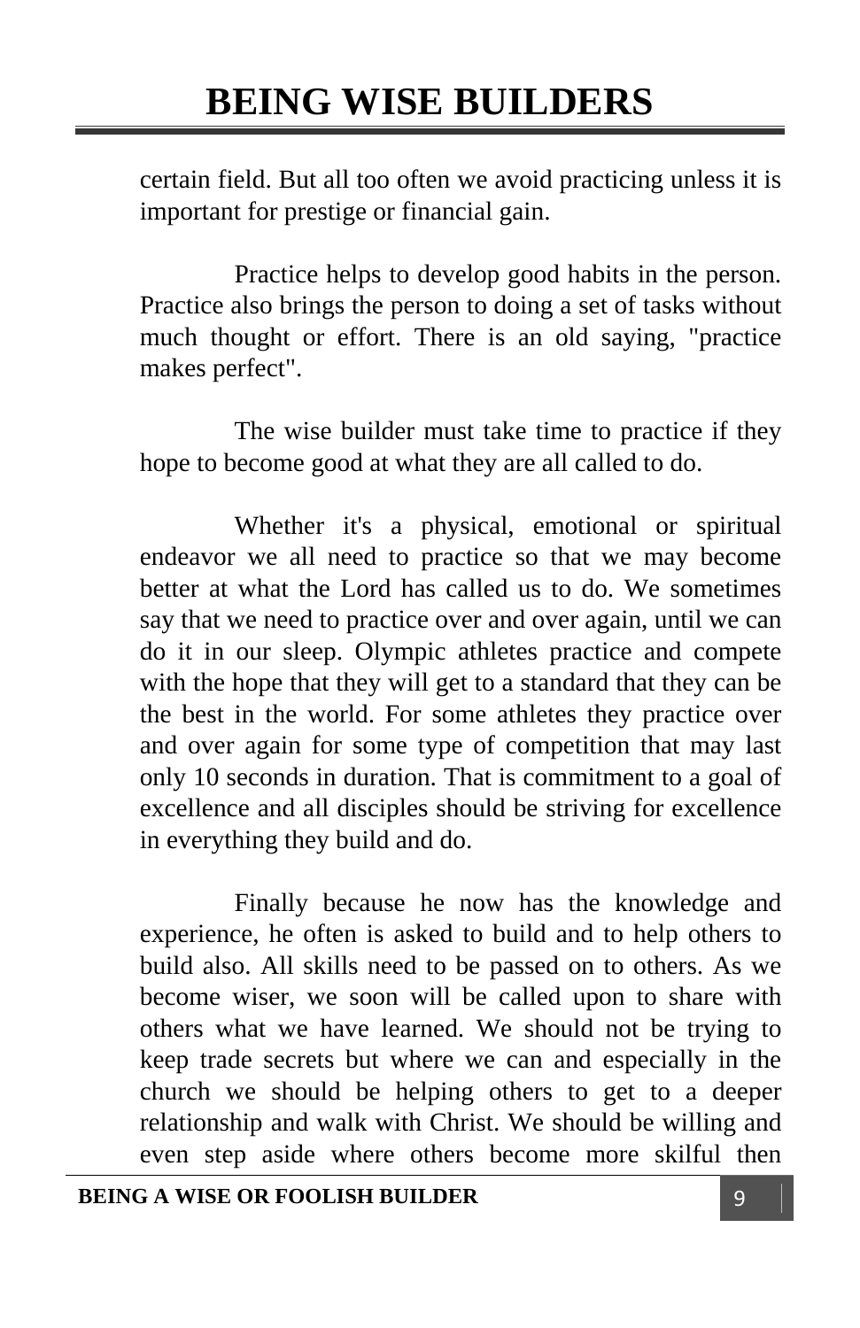certain field. But all too often we avoid practicing unless it is important for prestige or financial gain.

Practice helps to develop good habits in the person. Practice also brings the person to doing a set of tasks without much thought or effort. There is an old saying, "practice makes perfect".

The wise builder must take time to practice if they hope to become good at what they are all called to do.

Whether it's a physical, emotional or spiritual endeavor we all need to practice so that we may become better at what the Lord has called us to do. We sometimes say that we need to practice over and over again, until we can do it in our sleep. Olympic athletes practice and compete with the hope that they will get to a standard that they can be the best in the world. For some athletes they practice over and over again for some type of competition that may last only 10 seconds in duration. That is commitment to a goal of excellence and all disciples should be striving for excellence in everything they build and do.

Finally because he now has the knowledge and experience, he often is asked to build and to help others to build also. All skills need to be passed on to others. As we become wiser, we soon will be called upon to share with others what we have learned. We should not be trying to keep trade secrets but where we can and especially in the church we should be helping others to get to a deeper relationship and walk with Christ. We should be willing and even step aside where others become more skilful then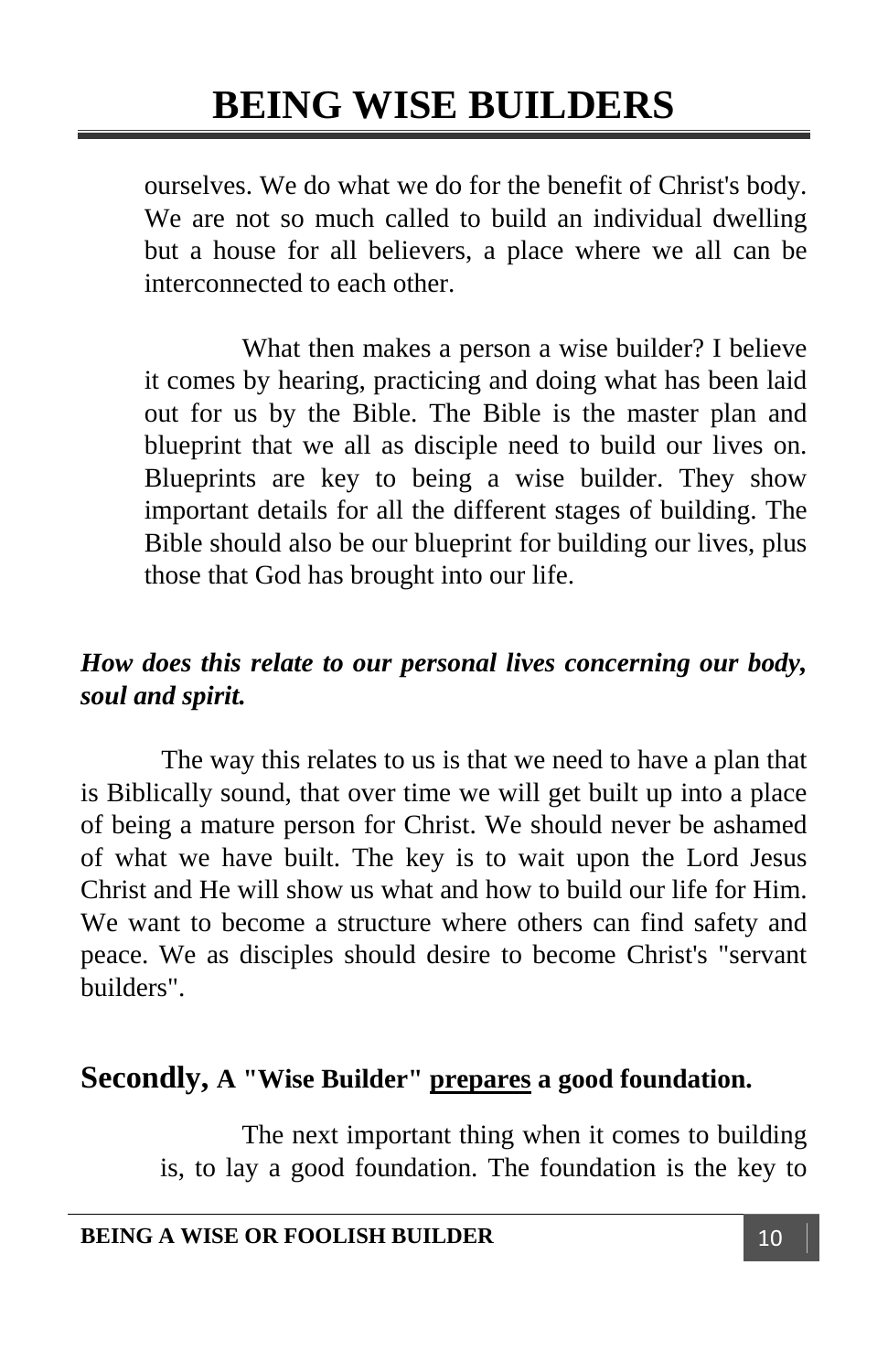ourselves. We do what we do for the benefit of Christ's body. We are not so much called to build an individual dwelling but a house for all believers, a place where we all can be interconnected to each other.

What then makes a person a wise builder? I believe it comes by hearing, practicing and doing what has been laid out for us by the Bible. The Bible is the master plan and blueprint that we all as disciple need to build our lives on. Blueprints are key to being a wise builder. They show important details for all the different stages of building. The Bible should also be our blueprint for building our lives, plus those that God has brought into our life.

***How does this relate to our personal lives concerning our body, soul and spirit.***

The way this relates to us is that we need to have a plan that is Biblically sound, that over time we will get built up into a place of being a mature person for Christ. We should never be ashamed of what we have built. The key is to wait upon the Lord Jesus Christ and He will show us what and how to build our life for Him. We want to become a structure where others can find safety and peace. We as disciples should desire to become Christ's "servant builders".

## Secondly, A "Wise Builder" <u>prepares</u> a good foundation.

The next important thing when it comes to building is, to lay a good foundation. The foundation is the key to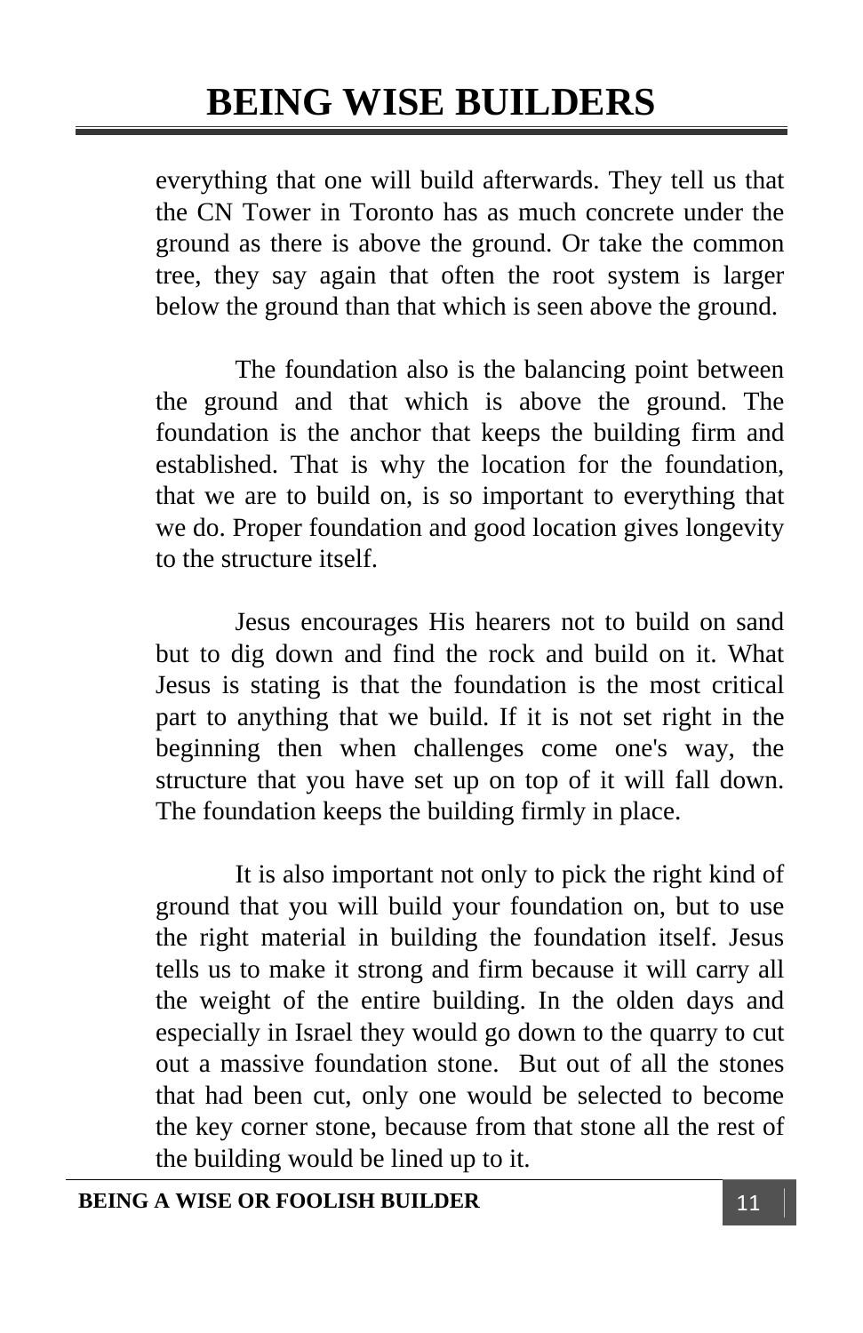everything that one will build afterwards. They tell us that the CN Tower in Toronto has as much concrete under the ground as there is above the ground. Or take the common tree, they say again that often the root system is larger below the ground than that which is seen above the ground.

The foundation also is the balancing point between the ground and that which is above the ground. The foundation is the anchor that keeps the building firm and established. That is why the location for the foundation, that we are to build on, is so important to everything that we do. Proper foundation and good location gives longevity to the structure itself.

Jesus encourages His hearers not to build on sand but to dig down and find the rock and build on it. What Jesus is stating is that the foundation is the most critical part to anything that we build. If it is not set right in the beginning then when challenges come one's way, the structure that you have set up on top of it will fall down. The foundation keeps the building firmly in place.

It is also important not only to pick the right kind of ground that you will build your foundation on, but to use the right material in building the foundation itself. Jesus tells us to make it strong and firm because it will carry all the weight of the entire building. In the olden days and especially in Israel they would go down to the quarry to cut out a massive foundation stone. But out of all the stones that had been cut, only one would be selected to become the key corner stone, because from that stone all the rest of the building would be lined up to it.